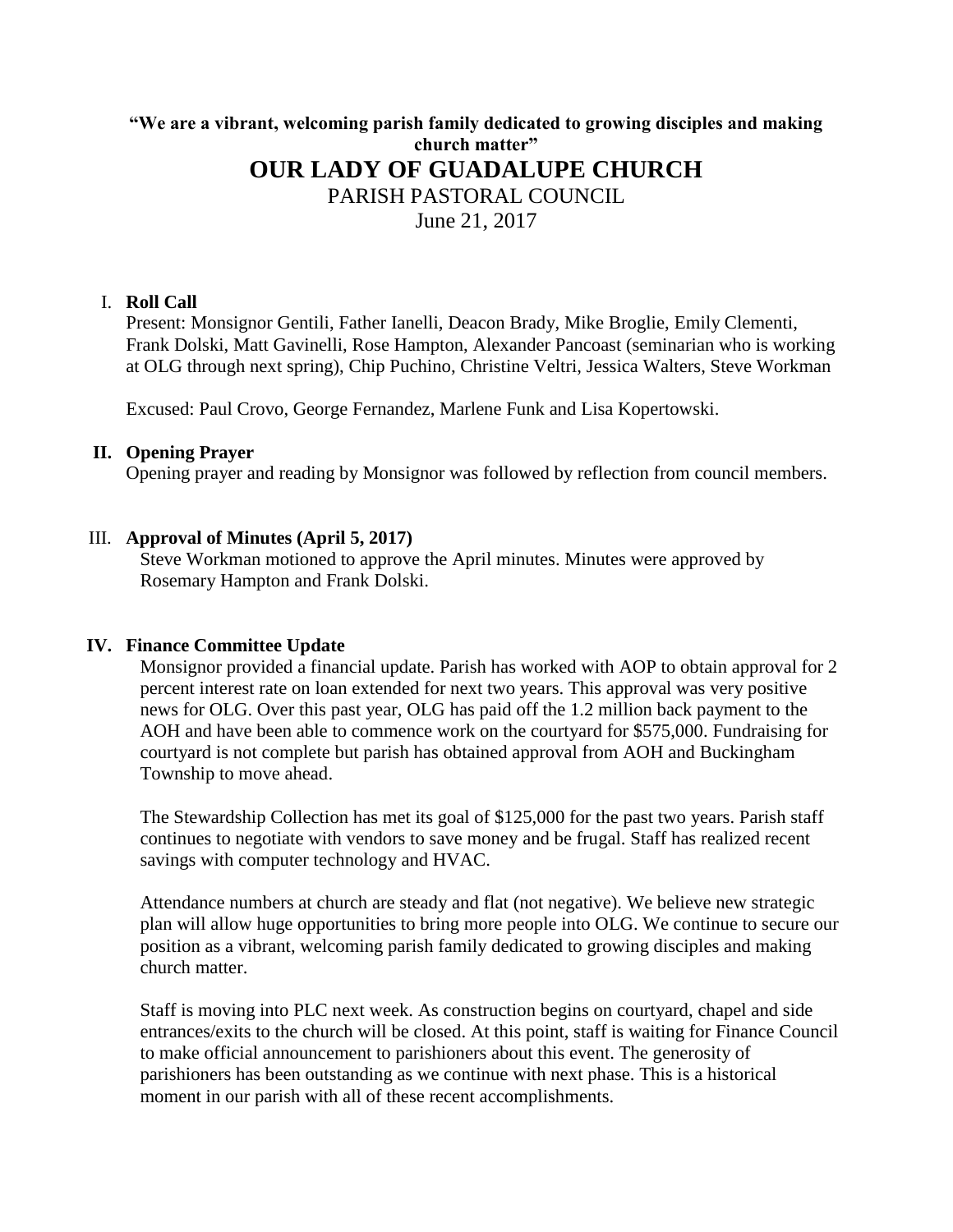**"We are a vibrant, welcoming parish family dedicated to growing disciples and making church matter"**

# OUR LADY OF GUADALUPE CHURCH

PARISH PASTORAL COUNCIL

June 21, 2017

I. **Roll Call**

Present: Monsignor Gentili, Father Ianelli, Deacon Brady, Mike Broglie, Emily Clementi, Frank Dolski, Matt Gavinelli, Rose Hampton, Alexander Pancoast (seminarian who is working at OLG through next spring), Chip Puchino, Christine Veltri, Jessica Walters, Steve Workman

Excused: Paul Crovo, George Fernandez, Marlene Funk and Lisa Kopertowski.

II. **Opening Prayer**

Opening prayer and reading by Monsignor was followed by reflection from council members.

III. **Approval of Minutes (April 5, 2017)**

Steve Workman motioned to approve the April minutes. Minutes were approved by Rosemary Hampton and Frank Dolski.

IV. **Finance Committee Update**

Monsignor provided a financial update. Parish has worked with AOP to obtain approval for 2 percent interest rate on loan extended for next two years. This approval was very positive news for OLG. Over this past year, OLG has paid off the 1.2 million back payment to the AOH and have been able to commence work on the courtyard for $575,000. Fundraising for courtyard is not complete but parish has obtained approval from AOH and Buckingham Township to move ahead.

The Stewardship Collection has met its goal of $125,000 for the past two years. Parish staff continues to negotiate with vendors to save money and be frugal. Staff has realized recent savings with computer technology and HVAC.

Attendance numbers at church are steady and flat (not negative). We believe new strategic plan will allow huge opportunities to bring more people into OLG. We continue to secure our position as a vibrant, welcoming parish family dedicated to growing disciples and making church matter.

Staff is moving into PLC next week. As construction begins on courtyard, chapel and side entrances/exits to the church will be closed. At this point, staff is waiting for Finance Council to make official announcement to parishioners about this event. The generosity of parishioners has been outstanding as we continue with next phase. This is a historical moment in our parish with all of these recent accomplishments.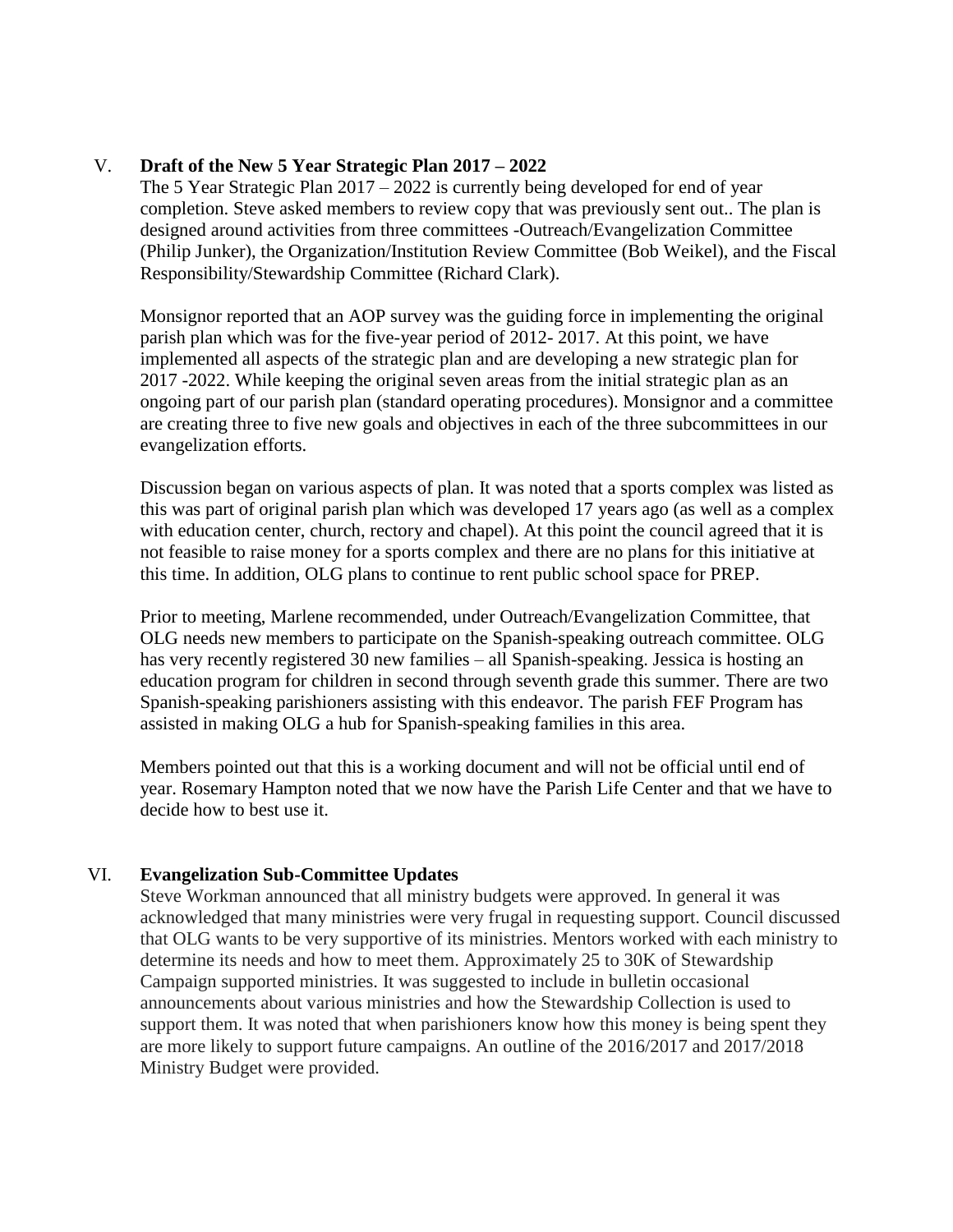## V. **Draft of the New 5 Year Strategic Plan 2017 – 2022**

The 5 Year Strategic Plan 2017 – 2022 is currently being developed for end of year completion. Steve asked members to review copy that was previously sent out.. The plan is designed around activities from three committees -Outreach/Evangelization Committee (Philip Junker), the Organization/Institution Review Committee (Bob Weikel), and the Fiscal Responsibility/Stewardship Committee (Richard Clark).

Monsignor reported that an AOP survey was the guiding force in implementing the original parish plan which was for the five-year period of 2012- 2017. At this point, we have implemented all aspects of the strategic plan and are developing a new strategic plan for 2017 -2022. While keeping the original seven areas from the initial strategic plan as an ongoing part of our parish plan (standard operating procedures). Monsignor and a committee are creating three to five new goals and objectives in each of the three subcommittees in our evangelization efforts.

Discussion began on various aspects of plan. It was noted that a sports complex was listed as this was part of original parish plan which was developed 17 years ago (as well as a complex with education center, church, rectory and chapel). At this point the council agreed that it is not feasible to raise money for a sports complex and there are no plans for this initiative at this time. In addition, OLG plans to continue to rent public school space for PREP.

Prior to meeting, Marlene recommended, under Outreach/Evangelization Committee, that OLG needs new members to participate on the Spanish-speaking outreach committee. OLG has very recently registered 30 new families – all Spanish-speaking. Jessica is hosting an education program for children in second through seventh grade this summer. There are two Spanish-speaking parishioners assisting with this endeavor. The parish FEF Program has assisted in making OLG a hub for Spanish-speaking families in this area.

Members pointed out that this is a working document and will not be official until end of year. Rosemary Hampton noted that we now have the Parish Life Center and that we have to decide how to best use it.

## VI. **Evangelization Sub-Committee Updates**

Steve Workman announced that all ministry budgets were approved. In general it was acknowledged that many ministries were very frugal in requesting support. Council discussed that OLG wants to be very supportive of its ministries. Mentors worked with each ministry to determine its needs and how to meet them. Approximately 25 to 30K of Stewardship Campaign supported ministries. It was suggested to include in bulletin occasional announcements about various ministries and how the Stewardship Collection is used to support them. It was noted that when parishioners know how this money is being spent they are more likely to support future campaigns. An outline of the 2016/2017 and 2017/2018 Ministry Budget were provided.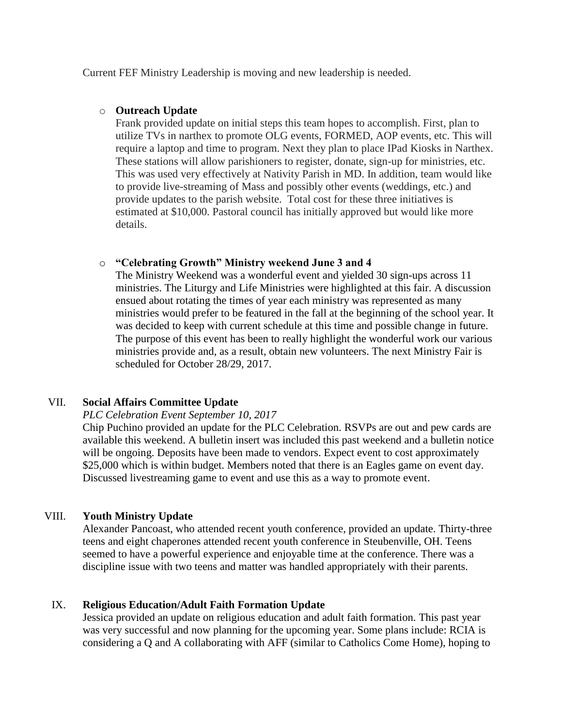Current FEF Ministry Leadership is moving and new leadership is needed.

- **Outreach Update**
  Frank provided update on initial steps this team hopes to accomplish. First, plan to utilize TVs in narthex to promote OLG events, FORMED, AOP events, etc. This will require a laptop and time to program. Next they plan to place IPad Kiosks in Narthex. These stations will allow parishioners to register, donate, sign-up for ministries, etc. This was used very effectively at Nativity Parish in MD. In addition, team would like to provide live-streaming of Mass and possibly other events (weddings, etc.) and provide updates to the parish website. Total cost for these three initiatives is estimated at $10,000. Pastoral council has initially approved but would like more details.

- **"Celebrating Growth" Ministry weekend June 3 and 4**
  The Ministry Weekend was a wonderful event and yielded 30 sign-ups across 11 ministries. The Liturgy and Life Ministries were highlighted at this fair. A discussion ensued about rotating the times of year each ministry was represented as many ministries would prefer to be featured in the fall at the beginning of the school year. It was decided to keep with current schedule at this time and possible change in future. The purpose of this event has been to really highlight the wonderful work our various ministries provide and, as a result, obtain new volunteers. The next Ministry Fair is scheduled for October 28/29, 2017.

## VII. Social Affairs Committee Update

*PLC Celebration Event September 10, 2017*

Chip Puchino provided an update for the PLC Celebration. RSVPs are out and pew cards are available this weekend. A bulletin insert was included this past weekend and a bulletin notice will be ongoing. Deposits have been made to vendors. Expect event to cost approximately $25,000 which is within budget. Members noted that there is an Eagles game on event day. Discussed livestreaming game to event and use this as a way to promote event.

## VIII. Youth Ministry Update

Alexander Pancoast, who attended recent youth conference, provided an update. Thirty-three teens and eight chaperones attended recent youth conference in Steubenville, OH. Teens seemed to have a powerful experience and enjoyable time at the conference. There was a discipline issue with two teens and matter was handled appropriately with their parents.

## IX. Religious Education/Adult Faith Formation Update

Jessica provided an update on religious education and adult faith formation. This past year was very successful and now planning for the upcoming year. Some plans include: RCIA is considering a Q and A collaborating with AFF (similar to Catholics Come Home), hoping to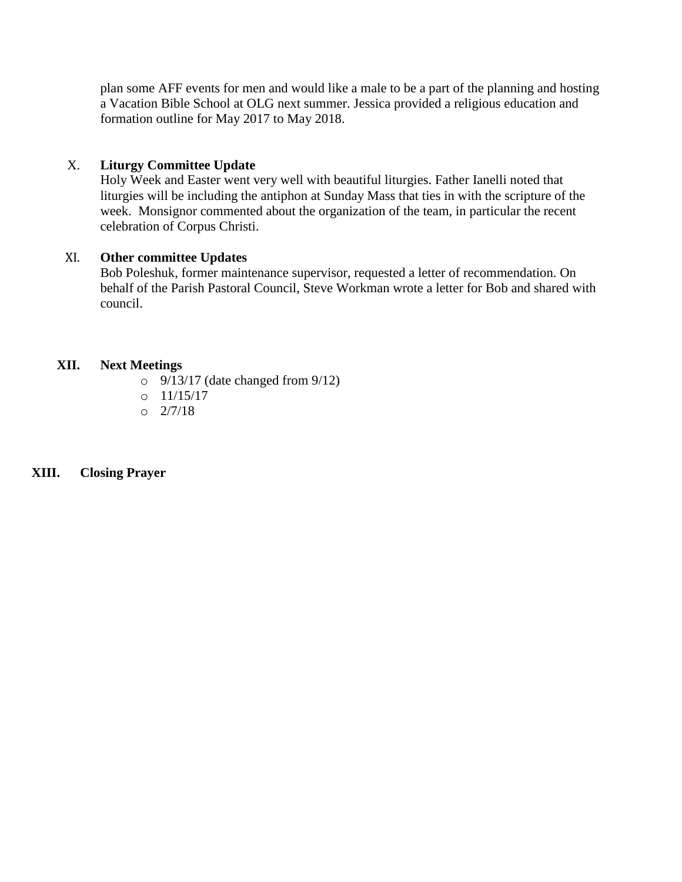plan some AFF events for men and would like a male to be a part of the planning and hosting a Vacation Bible School at OLG next summer. Jessica provided a religious education and formation outline for May 2017 to May 2018.

X. **Liturgy Committee Update**
Holy Week and Easter went very well with beautiful liturgies. Father Ianelli noted that liturgies will be including the antiphon at Sunday Mass that ties in with the scripture of the week. Monsignor commented about the organization of the team, in particular the recent celebration of Corpus Christi.

XI. **Other committee Updates**
Bob Poleshuk, former maintenance supervisor, requested a letter of recommendation. On behalf of the Parish Pastoral Council, Steve Workman wrote a letter for Bob and shared with council.

**XII. Next Meetings**

- 9/13/17 (date changed from 9/12)
- 11/15/17
- 2/7/18

**XIII. Closing Prayer**